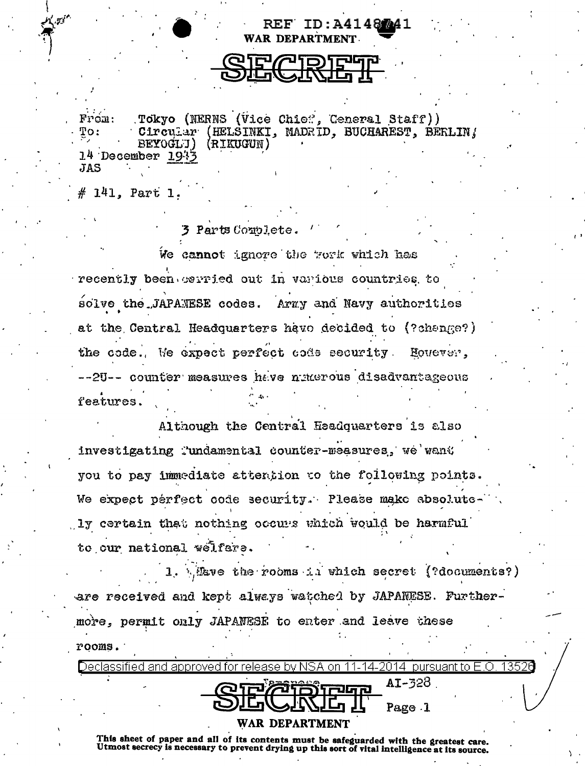REF ID:A4148741

WAR DEPARTMENT

# SECRET

From: Tokyo (NERNS (Vice Chief, General Staff))
To: Circular (HELSINKI, MADRID, BUCHAREST, BERLIN, BEYOGLU) (RIKUGUN)
14 December 1943
JAS

# 141, Part 1.

3 Parts Complete.

We cannot ignore the work which has recently been carried out in various countries to solve the JAPANESE codes. Army and Navy authorities at the Central Headquarters have decided to (?change?) the code. We expect perfect code security. However, --2U-- counter measures have numerous disadvantageous features.

Although the Central Headquarters is also investigating fundamental counter-measures, we want you to pay immediate attention to the following points. We expect perfect code security. Please make absolutely certain that nothing occurs which would be harmful to our national welfare.

1. Have the rooms in which secret (?documents?) are received and kept always watched by JAPANESE. Furthermore, permit only JAPANESE to enter and leave these rooms.

Declassified and approved for release by NSA on 11-14-2014 pursuant to E.O. 13526

Japanese

AI-328

SECRET

WAR DEPARTMENT

This sheet of paper and all of its contents must be safeguarded with the greatest care. Utmost secrecy is necessary to prevent drying up this sort of vital intelligence at its source.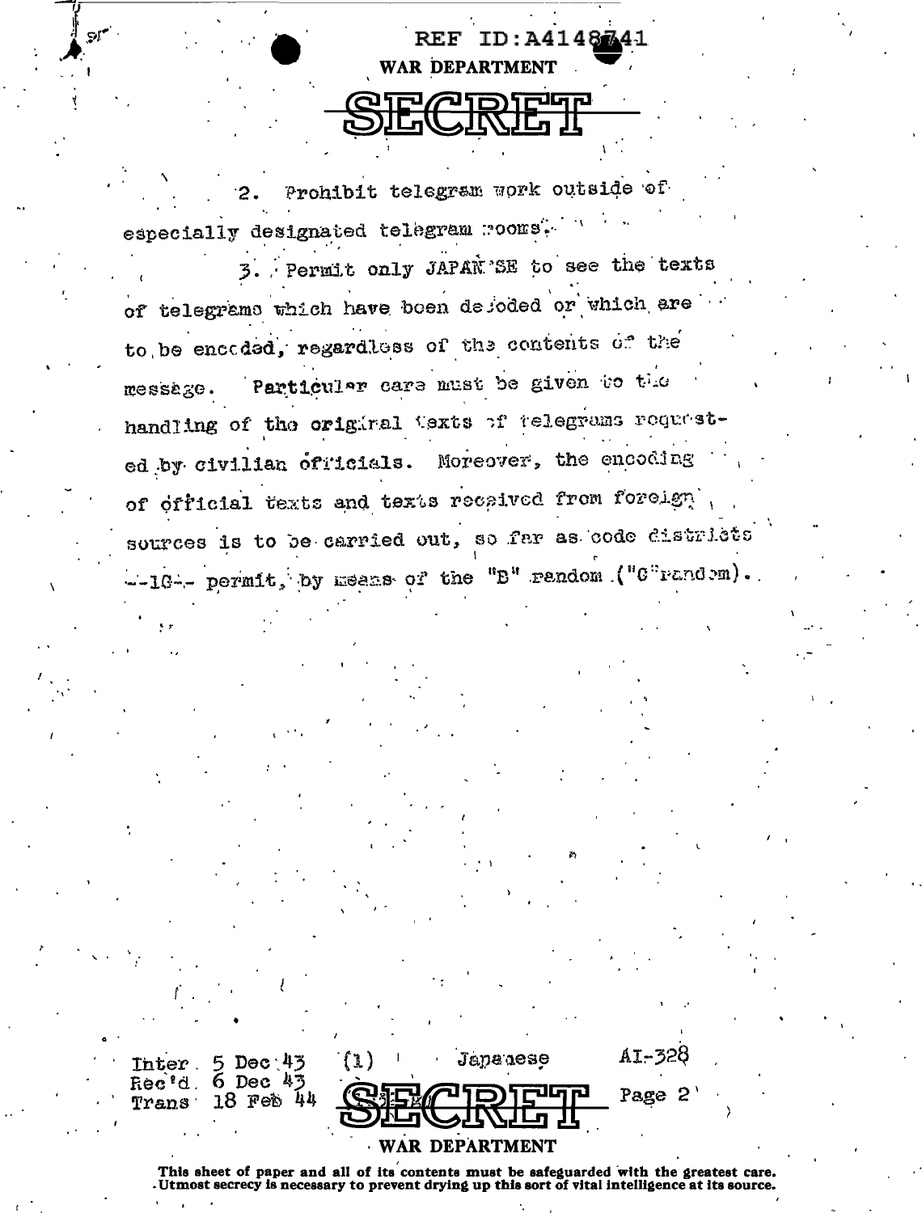REF ID:A4148741

WAR DEPARTMENT

SECRET

2. Prohibit telegram work outside of especially designated telegram rooms.

3. Permit only JAPANESE to see the texts of telegrams which have been decoded or which are to be encoded, regardless of the contents of the message. Particular care must be given to the handling of the original texts of telegrams requested by civilian officials. Moreover, the encoding of official texts and texts received from foreign sources is to be carried out, so far as code districts --1G-- permit, by means of the "B" random ("G" random).

Inter. 5 Dec 43
Rec'd. 6 Dec 43
Trans 18 Feb 44

(1) Japanese

AI-328

Page 2

SECRET

WAR DEPARTMENT

This sheet of paper and all of its contents must be safeguarded with the greatest care. Utmost secrecy is necessary to prevent drying up this sort of vital intelligence at its source.